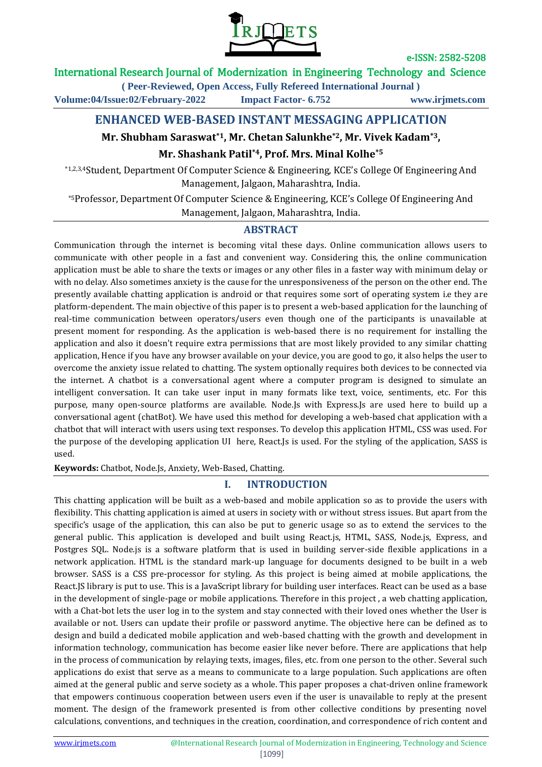# ENHANCED WEB-BASED INSTANT MESSAGING APPLICATION

**Mr. Shubham Saraswat[*1], Mr. Chetan Salunkhe[*2], Mr. Vivek Kadam[*3], Mr. Shashank Patil[*4], Prof. Mrs. Minal Kolhe[*5]**

[*1,2,3,4]Student, Department Of Computer Science & Engineering, KCE's College Of Engineering And Management, Jalgaon, Maharashtra, India.

[*5]Professor, Department Of Computer Science & Engineering, KCE's College Of Engineering And Management, Jalgaon, Maharashtra, India.

## ABSTRACT

Communication through the internet is becoming vital these days. Online communication allows users to communicate with other people in a fast and convenient way. Considering this, the online communication application must be able to share the texts or images or any other files in a faster way with minimum delay or with no delay. Also sometimes anxiety is the cause for the unresponsiveness of the person on the other end. The presently available chatting application is android or that requires some sort of operating system i.e they are platform-dependent. The main objective of this paper is to present a web-based application for the launching of real-time communication between operators/users even though one of the participants is unavailable at present moment for responding. As the application is web-based there is no requirement for installing the application and also it doesn't require extra permissions that are most likely provided to any similar chatting application, Hence if you have any browser available on your device, you are good to go, it also helps the user to overcome the anxiety issue related to chatting. The system optionally requires both devices to be connected via the internet. A chatbot is a conversational agent where a computer program is designed to simulate an intelligent conversation. It can take user input in many formats like text, voice, sentiments, etc. For this purpose, many open-source platforms are available. Node.Js with Express.Js are used here to build up a conversational agent (chatBot). We have used this method for developing a web-based chat application with a chatbot that will interact with users using text responses. To develop this application HTML, CSS was used. For the purpose of the developing application UI here, React.Js is used. For the styling of the application, SASS is used.

**Keywords:** Chatbot, Node.Js, Anxiety, Web-Based, Chatting.

## I. INTRODUCTION

This chatting application will be built as a web-based and mobile application so as to provide the users with flexibility. This chatting application is aimed at users in society with or without stress issues. But apart from the specific's usage of the application, this can also be put to generic usage so as to extend the services to the general public. This application is developed and built using React.js, HTML, SASS, Node.js, Express, and Postgres SQL. Node.js is a software platform that is used in building server-side flexible applications in a network application. HTML is the standard mark-up language for documents designed to be built in a web browser. SASS is a CSS pre-processor for styling. As this project is being aimed at mobile applications, the React.JS library is put to use. This is a JavaScript library for building user interfaces. React can be used as a base in the development of single-page or mobile applications. Therefore in this project , a web chatting application, with a Chat-bot lets the user log in to the system and stay connected with their loved ones whether the User is available or not. Users can update their profile or password anytime. The objective here can be defined as to design and build a dedicated mobile application and web-based chatting with the growth and development in information technology, communication has become easier like never before. There are applications that help in the process of communication by relaying texts, images, files, etc. from one person to the other. Several such applications do exist that serve as a means to communicate to a large population. Such applications are often aimed at the general public and serve society as a whole. This paper proposes a chat-driven online framework that empowers continuous cooperation between users even if the user is unavailable to reply at the present moment. The design of the framework presented is from other collective conditions by presenting novel calculations, conventions, and techniques in the creation, coordination, and correspondence of rich content and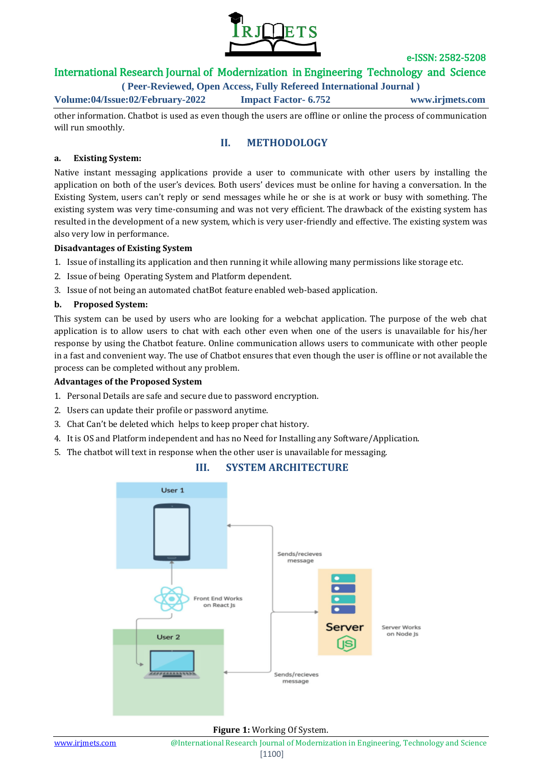other information. Chatbot is used as even though the users are offline or online the process of communication will run smoothly.

## II. METHODOLOGY

### a. Existing System:

Native instant messaging applications provide a user to communicate with other users by installing the application on both of the user's devices. Both users' devices must be online for having a conversation. In the Existing System, users can't reply or send messages while he or she is at work or busy with something. The existing system was very time-consuming and was not very efficient. The drawback of the existing system has resulted in the development of a new system, which is very user-friendly and effective. The existing system was also very low in performance.

**Disadvantages of Existing System**

1. Issue of installing its application and then running it while allowing many permissions like storage etc.
2. Issue of being Operating System and Platform dependent.
3. Issue of not being an automated chatBot feature enabled web-based application.

### b. Proposed System:

This system can be used by users who are looking for a webchat application. The purpose of the web chat application is to allow users to chat with each other even when one of the users is unavailable for his/her response by using the Chatbot feature. Online communication allows users to communicate with other people in a fast and convenient way. The use of Chatbot ensures that even though the user is offline or not available the process can be completed without any problem.

**Advantages of the Proposed System**

1. Personal Details are safe and secure due to password encryption.
2. Users can update their profile or password anytime.
3. Chat Can't be deleted which helps to keep proper chat history.
4. It is OS and Platform independent and has no Need for Installing any Software/Application.
5. The chatbot will text in response when the other user is unavailable for messaging.

## III. SYSTEM ARCHITECTURE

**Figure 1:** Working Of System.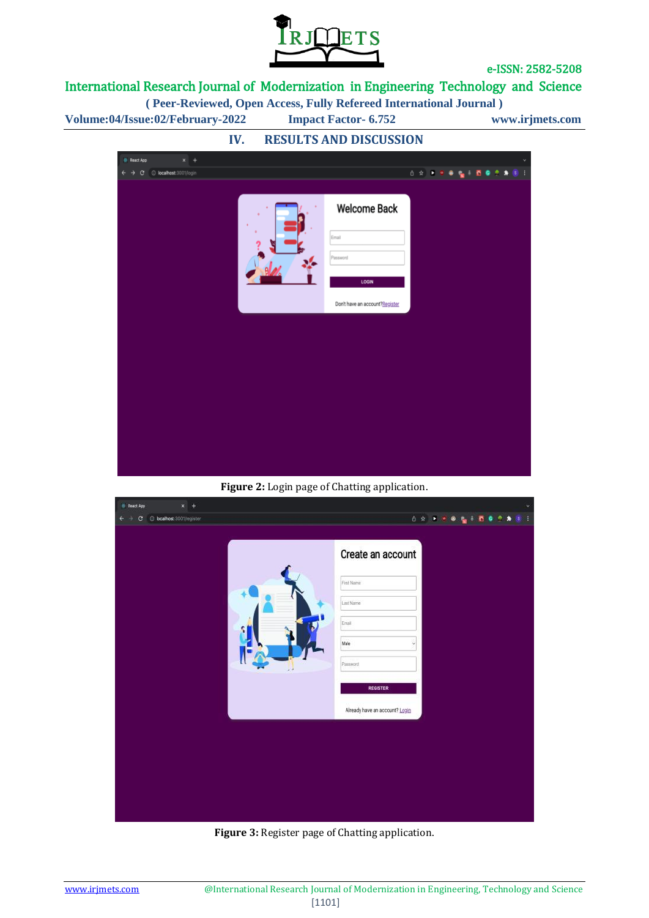## IV. RESULTS AND DISCUSSION

**Figure 2:** Login page of Chatting application.

**Figure 3:** Register page of Chatting application.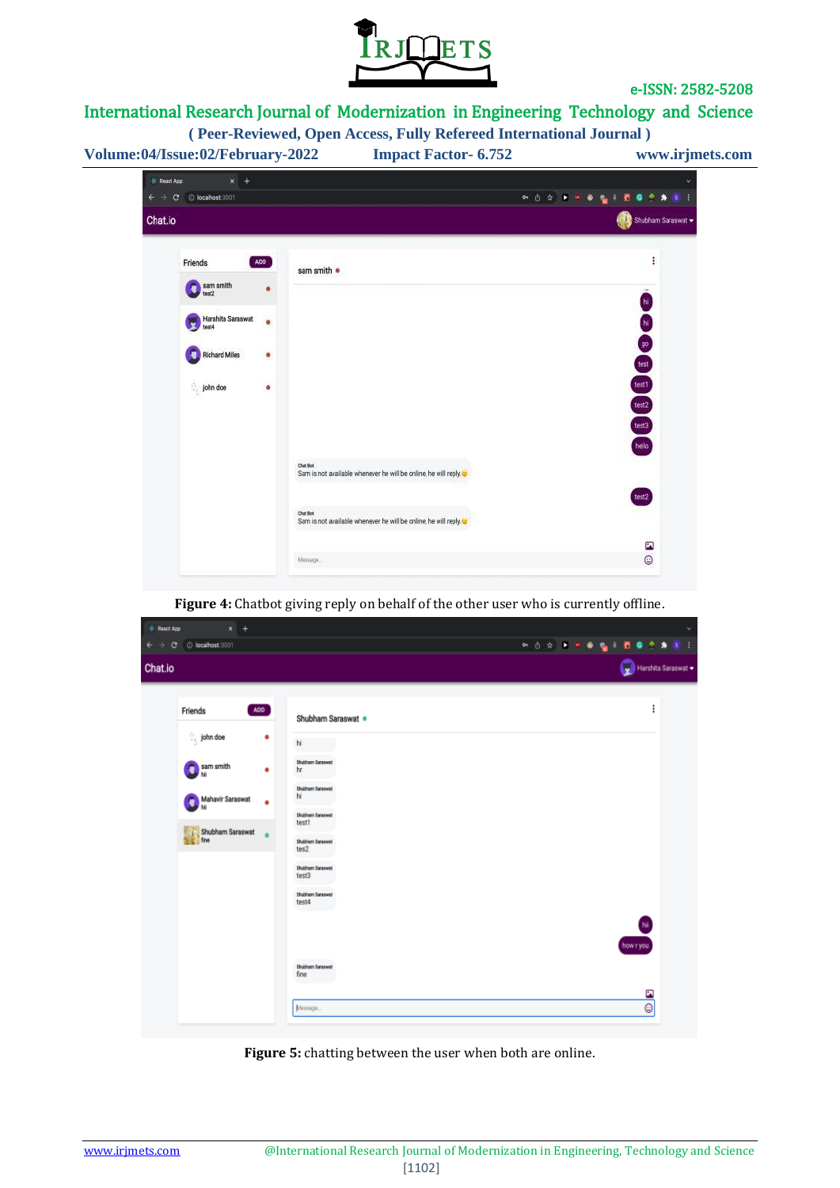**Figure 4:** Chatbot giving reply on behalf of the other user who is currently offline.

**Figure 5:** chatting between the user when both are online.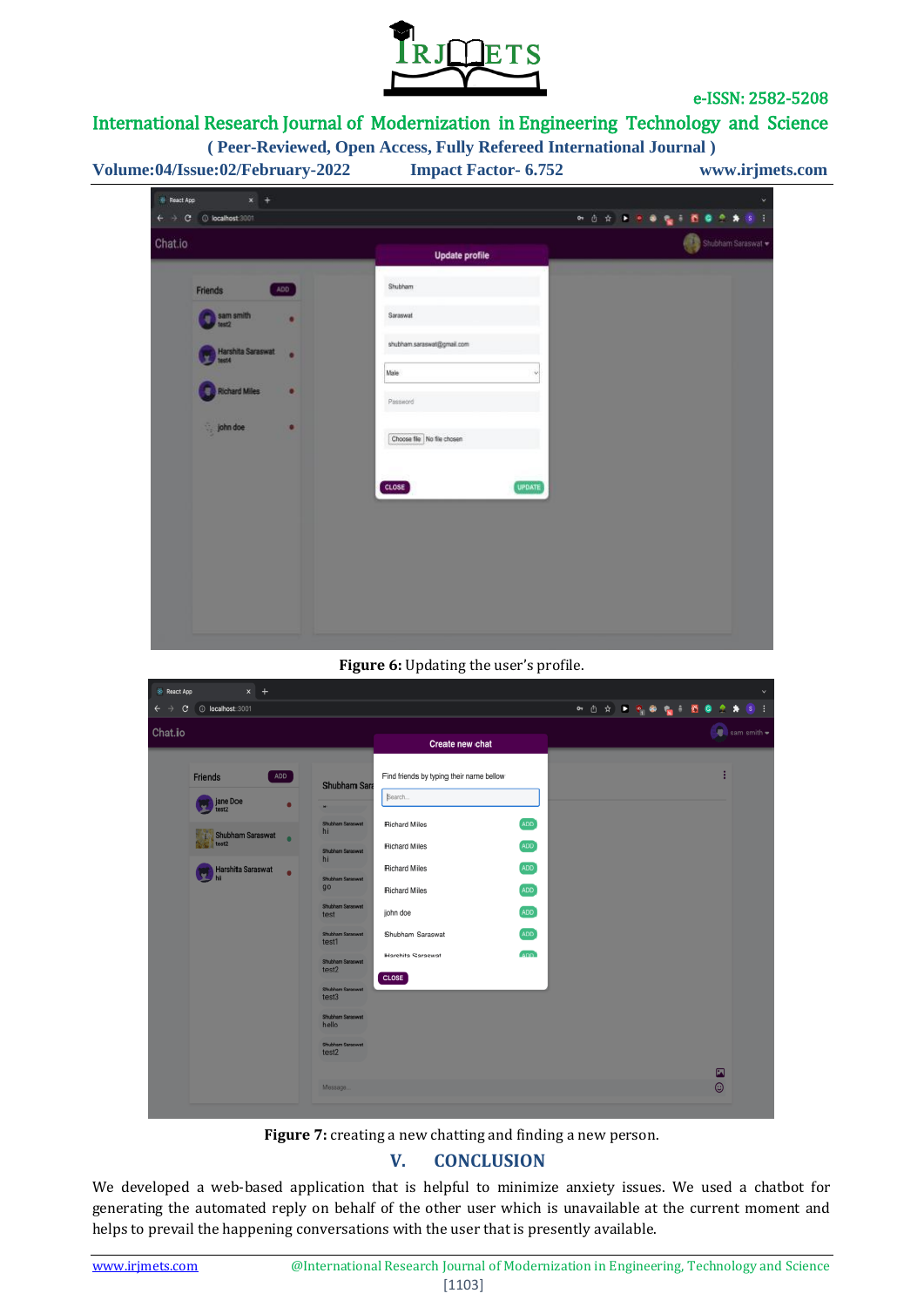Figure 6: Updating the user's profile.

Figure 7: creating a new chatting and finding a new person.

## V. CONCLUSION

We developed a web-based application that is helpful to minimize anxiety issues. We used a chatbot for generating the automated reply on behalf of the other user which is unavailable at the current moment and helps to prevail the happening conversations with the user that is presently available.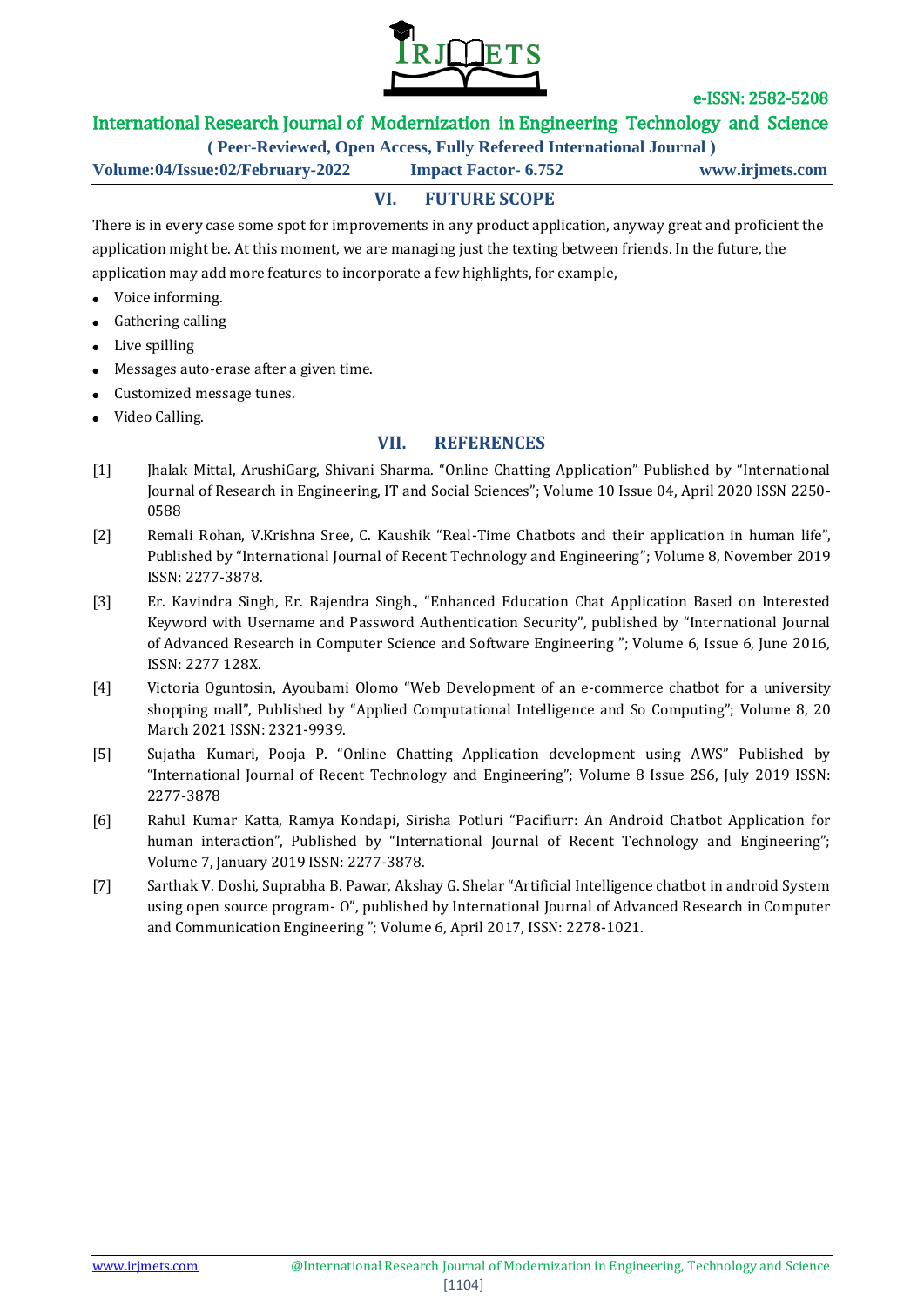## VI. FUTURE SCOPE

There is in every case some spot for improvements in any product application, anyway great and proficient the application might be. At this moment, we are managing just the texting between friends. In the future, the application may add more features to incorporate a few highlights, for example,

- Voice informing.
- Gathering calling
- Live spilling
- Messages auto-erase after a given time.
- Customized message tunes.
- Video Calling.

## VII. REFERENCES

[1] Jhalak Mittal, ArushiGarg, Shivani Sharma. "Online Chatting Application" Published by "International Journal of Research in Engineering, IT and Social Sciences"; Volume 10 Issue 04, April 2020 ISSN 2250-0588

[2] Remali Rohan, V.Krishna Sree, C. Kaushik "Real-Time Chatbots and their application in human life", Published by "International Journal of Recent Technology and Engineering"; Volume 8, November 2019 ISSN: 2277-3878.

[3] Er. Kavindra Singh, Er. Rajendra Singh., "Enhanced Education Chat Application Based on Interested Keyword with Username and Password Authentication Security", published by "International Journal of Advanced Research in Computer Science and Software Engineering "; Volume 6, Issue 6, June 2016, ISSN: 2277 128X.

[4] Victoria Oguntosin, Ayoubami Olomo "Web Development of an e-commerce chatbot for a university shopping mall", Published by "Applied Computational Intelligence and So Computing"; Volume 8, 20 March 2021 ISSN: 2321-9939.

[5] Sujatha Kumari, Pooja P. "Online Chatting Application development using AWS" Published by "International Journal of Recent Technology and Engineering"; Volume 8 Issue 2S6, July 2019 ISSN: 2277-3878

[6] Rahul Kumar Katta, Ramya Kondapi, Sirisha Potluri "Pacifiurr: An Android Chatbot Application for human interaction", Published by "International Journal of Recent Technology and Engineering"; Volume 7, January 2019 ISSN: 2277-3878.

[7] Sarthak V. Doshi, Suprabha B. Pawar, Akshay G. Shelar "Artificial Intelligence chatbot in android System using open source program- O", published by International Journal of Advanced Research in Computer and Communication Engineering "; Volume 6, April 2017, ISSN: 2278-1021.